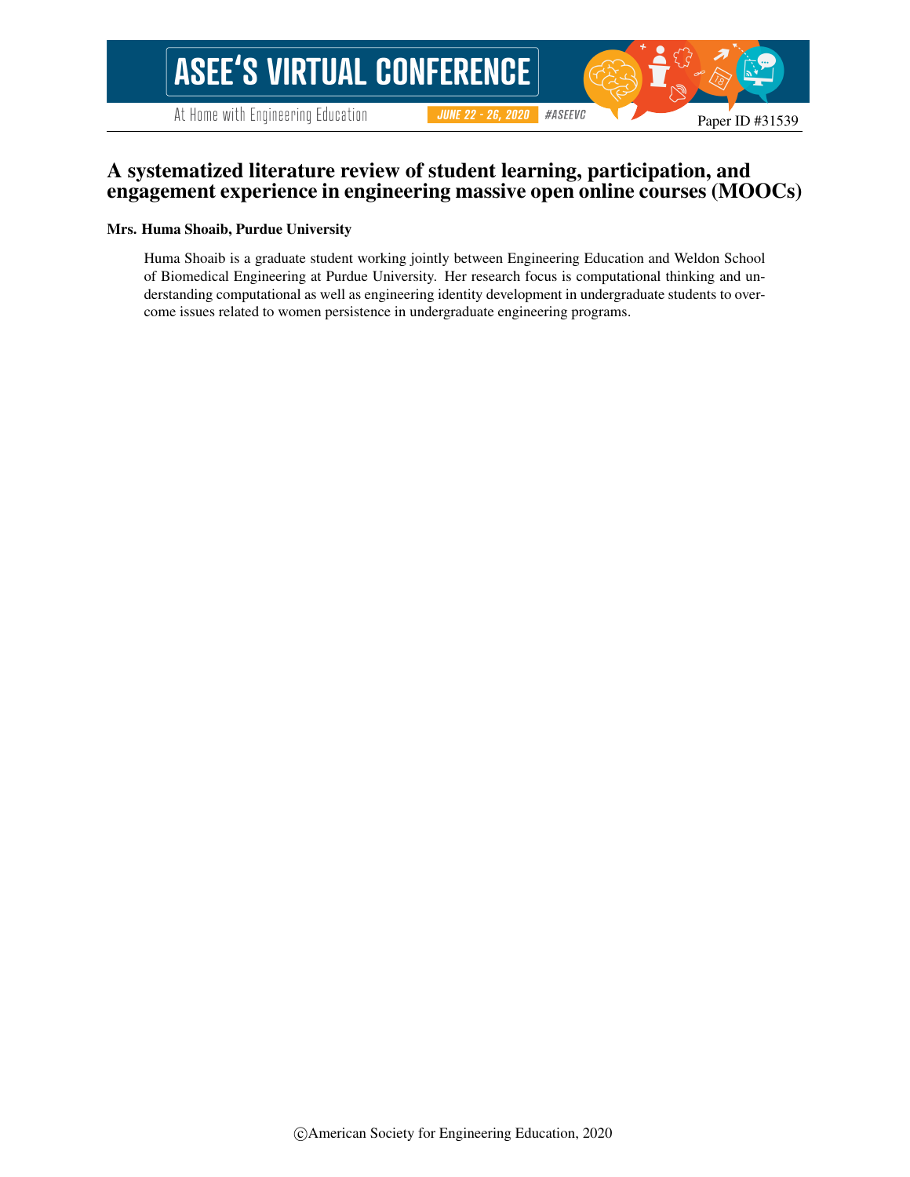# A systematized literature review of student learning, participation, and engagement experience in engineering massive open online courses (MOOCs)

**Mrs. Huma Shoaib, Purdue University**

Huma Shoaib is a graduate student working jointly between Engineering Education and Weldon School of Biomedical Engineering at Purdue University. Her research focus is computational thinking and understanding computational as well as engineering identity development in undergraduate students to overcome issues related to women persistence in undergraduate engineering programs.

©American Society for Engineering Education, 2020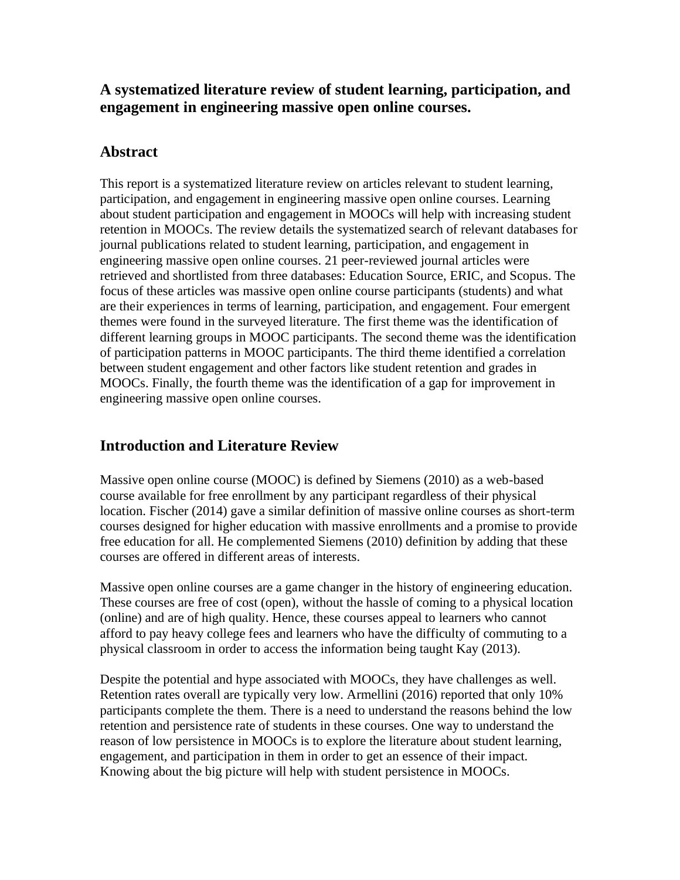## A systematized literature review of student learning, participation, and engagement in engineering massive open online courses.

## Abstract

This report is a systematized literature review on articles relevant to student learning, participation, and engagement in engineering massive open online courses. Learning about student participation and engagement in MOOCs will help with increasing student retention in MOOCs. The review details the systematized search of relevant databases for journal publications related to student learning, participation, and engagement in engineering massive open online courses. 21 peer-reviewed journal articles were retrieved and shortlisted from three databases: Education Source, ERIC, and Scopus. The focus of these articles was massive open online course participants (students) and what are their experiences in terms of learning, participation, and engagement. Four emergent themes were found in the surveyed literature. The first theme was the identification of different learning groups in MOOC participants. The second theme was the identification of participation patterns in MOOC participants. The third theme identified a correlation between student engagement and other factors like student retention and grades in MOOCs. Finally, the fourth theme was the identification of a gap for improvement in engineering massive open online courses.

## Introduction and Literature Review

Massive open online course (MOOC) is defined by Siemens (2010) as a web-based course available for free enrollment by any participant regardless of their physical location. Fischer (2014) gave a similar definition of massive online courses as short-term courses designed for higher education with massive enrollments and a promise to provide free education for all. He complemented Siemens (2010) definition by adding that these courses are offered in different areas of interests.

Massive open online courses are a game changer in the history of engineering education. These courses are free of cost (open), without the hassle of coming to a physical location (online) and are of high quality. Hence, these courses appeal to learners who cannot afford to pay heavy college fees and learners who have the difficulty of commuting to a physical classroom in order to access the information being taught Kay (2013).

Despite the potential and hype associated with MOOCs, they have challenges as well. Retention rates overall are typically very low. Armellini (2016) reported that only 10% participants complete the them. There is a need to understand the reasons behind the low retention and persistence rate of students in these courses. One way to understand the reason of low persistence in MOOCs is to explore the literature about student learning, engagement, and participation in them in order to get an essence of their impact. Knowing about the big picture will help with student persistence in MOOCs.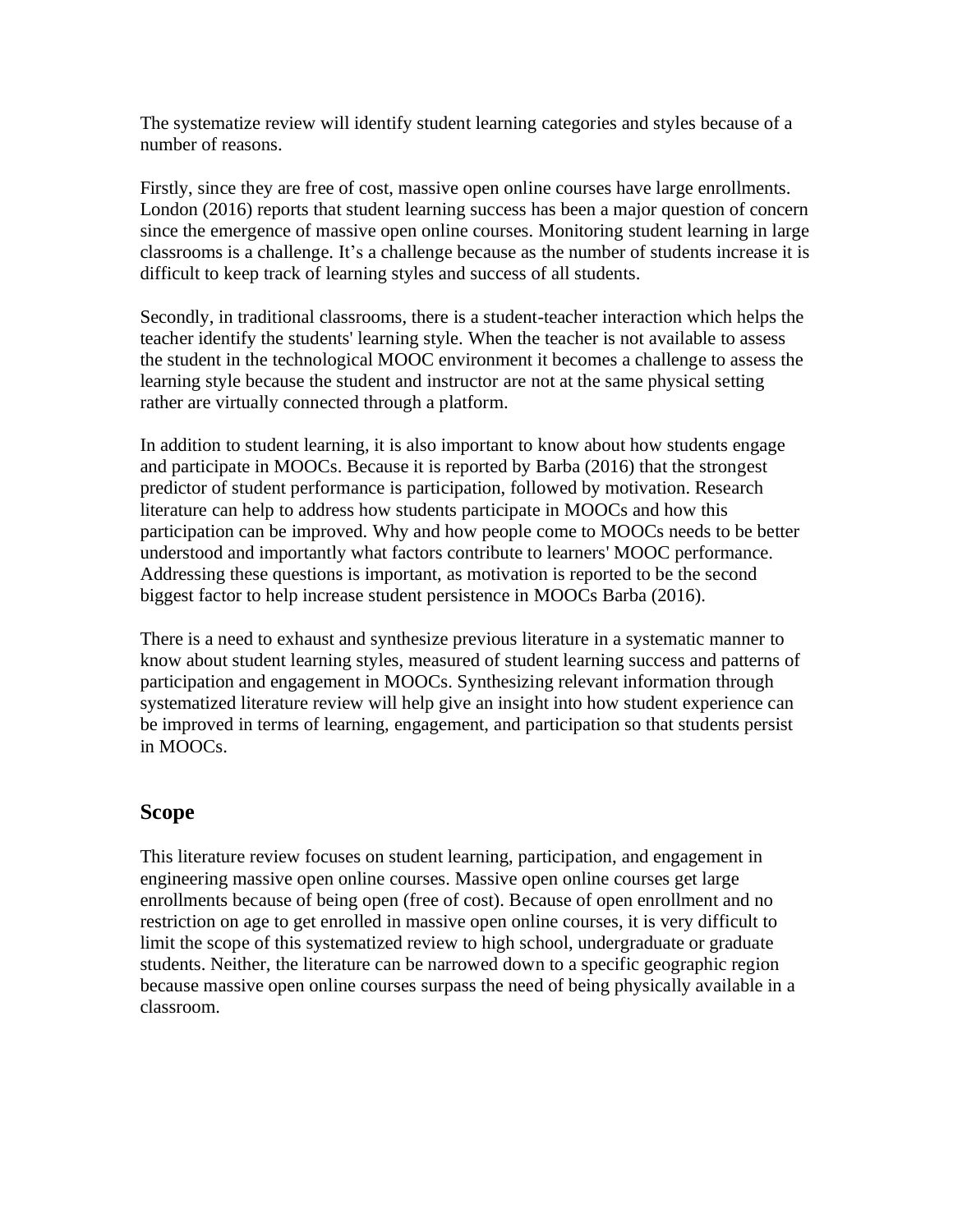The systematize review will identify student learning categories and styles because of a number of reasons.

Firstly, since they are free of cost, massive open online courses have large enrollments. London (2016) reports that student learning success has been a major question of concern since the emergence of massive open online courses. Monitoring student learning in large classrooms is a challenge. It's a challenge because as the number of students increase it is difficult to keep track of learning styles and success of all students.

Secondly, in traditional classrooms, there is a student-teacher interaction which helps the teacher identify the students' learning style. When the teacher is not available to assess the student in the technological MOOC environment it becomes a challenge to assess the learning style because the student and instructor are not at the same physical setting rather are virtually connected through a platform.

In addition to student learning, it is also important to know about how students engage and participate in MOOCs. Because it is reported by Barba (2016) that the strongest predictor of student performance is participation, followed by motivation. Research literature can help to address how students participate in MOOCs and how this participation can be improved. Why and how people come to MOOCs needs to be better understood and importantly what factors contribute to learners' MOOC performance. Addressing these questions is important, as motivation is reported to be the second biggest factor to help increase student persistence in MOOCs Barba (2016).

There is a need to exhaust and synthesize previous literature in a systematic manner to know about student learning styles, measured of student learning success and patterns of participation and engagement in MOOCs. Synthesizing relevant information through systematized literature review will help give an insight into how student experience can be improved in terms of learning, engagement, and participation so that students persist in MOOCs.

## Scope

This literature review focuses on student learning, participation, and engagement in engineering massive open online courses. Massive open online courses get large enrollments because of being open (free of cost). Because of open enrollment and no restriction on age to get enrolled in massive open online courses, it is very difficult to limit the scope of this systematized review to high school, undergraduate or graduate students. Neither, the literature can be narrowed down to a specific geographic region because massive open online courses surpass the need of being physically available in a classroom.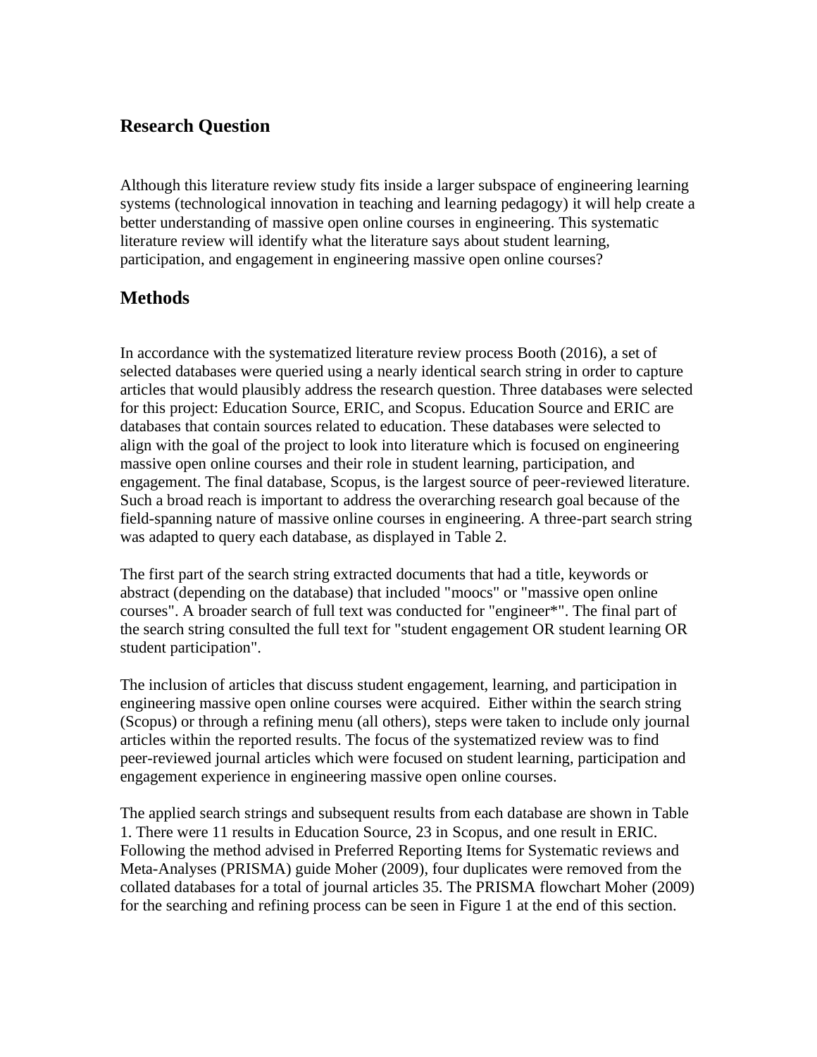## Research Question

Although this literature review study fits inside a larger subspace of engineering learning systems (technological innovation in teaching and learning pedagogy) it will help create a better understanding of massive open online courses in engineering. This systematic literature review will identify what the literature says about student learning, participation, and engagement in engineering massive open online courses?

## Methods

In accordance with the systematized literature review process Booth (2016), a set of selected databases were queried using a nearly identical search string in order to capture articles that would plausibly address the research question. Three databases were selected for this project: Education Source, ERIC, and Scopus. Education Source and ERIC are databases that contain sources related to education. These databases were selected to align with the goal of the project to look into literature which is focused on engineering massive open online courses and their role in student learning, participation, and engagement. The final database, Scopus, is the largest source of peer-reviewed literature. Such a broad reach is important to address the overarching research goal because of the field-spanning nature of massive online courses in engineering. A three-part search string was adapted to query each database, as displayed in Table 2.

The first part of the search string extracted documents that had a title, keywords or abstract (depending on the database) that included "moocs" or "massive open online courses". A broader search of full text was conducted for "engineer*". The final part of the search string consulted the full text for "student engagement OR student learning OR student participation".

The inclusion of articles that discuss student engagement, learning, and participation in engineering massive open online courses were acquired. Either within the search string (Scopus) or through a refining menu (all others), steps were taken to include only journal articles within the reported results. The focus of the systematized review was to find peer-reviewed journal articles which were focused on student learning, participation and engagement experience in engineering massive open online courses.

The applied search strings and subsequent results from each database are shown in Table 1. There were 11 results in Education Source, 23 in Scopus, and one result in ERIC. Following the method advised in Preferred Reporting Items for Systematic reviews and Meta-Analyses (PRISMA) guide Moher (2009), four duplicates were removed from the collated databases for a total of journal articles 35. The PRISMA flowchart Moher (2009) for the searching and refining process can be seen in Figure 1 at the end of this section.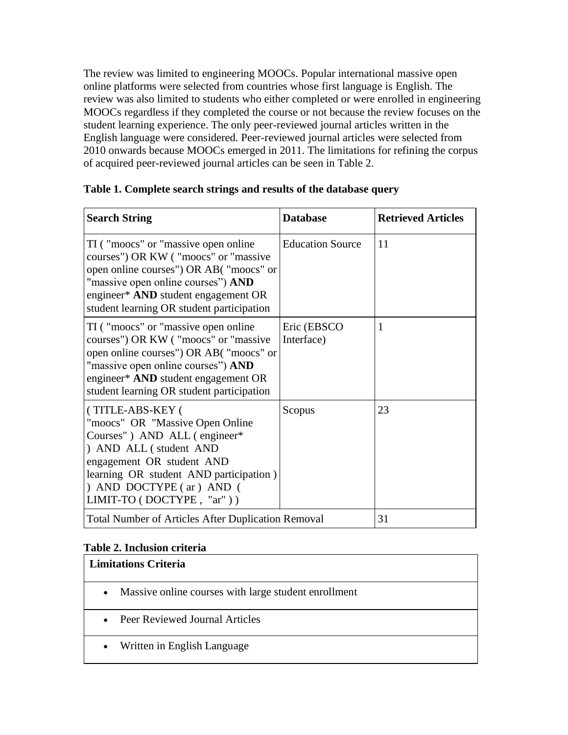The review was limited to engineering MOOCs. Popular international massive open online platforms were selected from countries whose first language is English. The review was also limited to students who either completed or were enrolled in engineering MOOCs regardless if they completed the course or not because the review focuses on the student learning experience. The only peer-reviewed journal articles written in the English language were considered. Peer-reviewed journal articles were selected from 2010 onwards because MOOCs emerged in 2011. The limitations for refining the corpus of acquired peer-reviewed journal articles can be seen in Table 2.

**Table 1. Complete search strings and results of the database query**

| **Search String** | **Database** | **Retrieved Articles** |
|---|---|---|
| TI ( "moocs" or "massive open online courses") OR KW ( "moocs" or "massive open online courses") OR AB( "moocs" or "massive open online courses") **AND** engineer* **AND** student engagement OR student learning OR student participation | Education Source | 11 |
| TI ( "moocs" or "massive open online courses") OR KW ( "moocs" or "massive open online courses") OR AB( "moocs" or "massive open online courses") **AND** engineer* **AND** student engagement OR student learning OR student participation | Eric (EBSCO Interface) | 1 |
| ( TITLE-ABS-KEY ( "moocs" OR "Massive Open Online Courses" ) AND ALL ( engineer* ) AND ALL ( student AND engagement OR student AND learning OR student AND participation ) ) AND DOCTYPE ( ar ) AND ( LIMIT-TO ( DOCTYPE , "ar" ) ) | Scopus | 23 |
| Total Number of Articles After Duplication Removal | | 31 |

**Table 2. Inclusion criteria**

| **Limitations Criteria** |
|---|
| • Massive online courses with large student enrollment |
| • Peer Reviewed Journal Articles |
| • Written in English Language |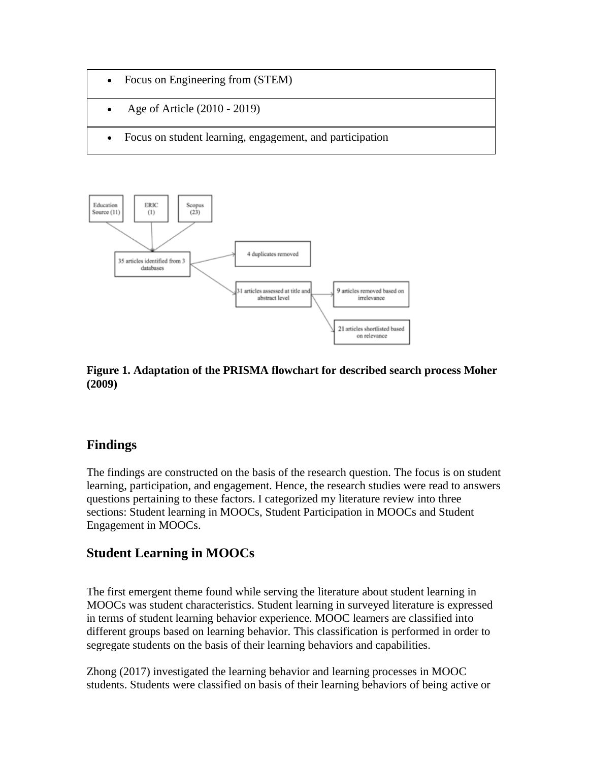| • Focus on Engineering from (STEM) |
|---|
| • Age of Article (2010 - 2019) |
| • Focus on student learning, engagement, and participation |

**Figure 1. Adaptation of the PRISMA flowchart for described search process Moher (2009)**

## Findings

The findings are constructed on the basis of the research question. The focus is on student learning, participation, and engagement. Hence, the research studies were read to answers questions pertaining to these factors. I categorized my literature review into three sections: Student learning in MOOCs, Student Participation in MOOCs and Student Engagement in MOOCs.

## Student Learning in MOOCs

The first emergent theme found while serving the literature about student learning in MOOCs was student characteristics. Student learning in surveyed literature is expressed in terms of student learning behavior experience. MOOC learners are classified into different groups based on learning behavior. This classification is performed in order to segregate students on the basis of their learning behaviors and capabilities.

Zhong (2017) investigated the learning behavior and learning processes in MOOC students. Students were classified on basis of their learning behaviors of being active or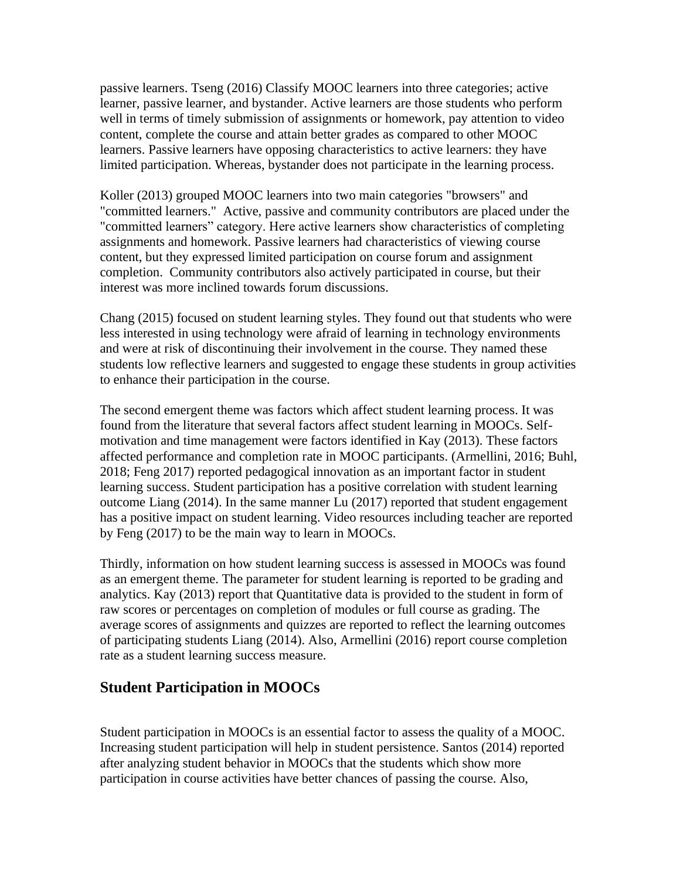passive learners. Tseng (2016) Classify MOOC learners into three categories; active learner, passive learner, and bystander. Active learners are those students who perform well in terms of timely submission of assignments or homework, pay attention to video content, complete the course and attain better grades as compared to other MOOC learners. Passive learners have opposing characteristics to active learners: they have limited participation. Whereas, bystander does not participate in the learning process.

Koller (2013) grouped MOOC learners into two main categories "browsers" and "committed learners." Active, passive and community contributors are placed under the "committed learners" category. Here active learners show characteristics of completing assignments and homework. Passive learners had characteristics of viewing course content, but they expressed limited participation on course forum and assignment completion. Community contributors also actively participated in course, but their interest was more inclined towards forum discussions.

Chang (2015) focused on student learning styles. They found out that students who were less interested in using technology were afraid of learning in technology environments and were at risk of discontinuing their involvement in the course. They named these students low reflective learners and suggested to engage these students in group activities to enhance their participation in the course.

The second emergent theme was factors which affect student learning process. It was found from the literature that several factors affect student learning in MOOCs. Self-motivation and time management were factors identified in Kay (2013). These factors affected performance and completion rate in MOOC participants. (Armellini, 2016; Buhl, 2018; Feng 2017) reported pedagogical innovation as an important factor in student learning success. Student participation has a positive correlation with student learning outcome Liang (2014). In the same manner Lu (2017) reported that student engagement has a positive impact on student learning. Video resources including teacher are reported by Feng (2017) to be the main way to learn in MOOCs.

Thirdly, information on how student learning success is assessed in MOOCs was found as an emergent theme. The parameter for student learning is reported to be grading and analytics. Kay (2013) report that Quantitative data is provided to the student in form of raw scores or percentages on completion of modules or full course as grading. The average scores of assignments and quizzes are reported to reflect the learning outcomes of participating students Liang (2014). Also, Armellini (2016) report course completion rate as a student learning success measure.

## Student Participation in MOOCs

Student participation in MOOCs is an essential factor to assess the quality of a MOOC. Increasing student participation will help in student persistence. Santos (2014) reported after analyzing student behavior in MOOCs that the students which show more participation in course activities have better chances of passing the course. Also,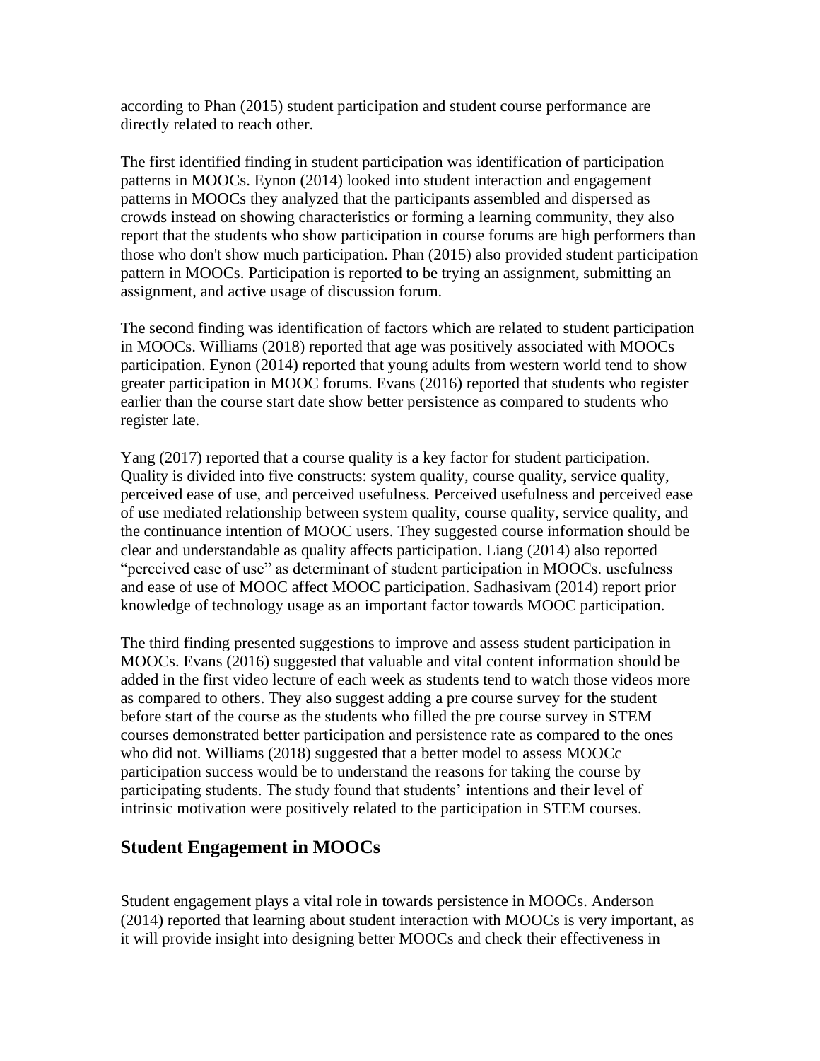according to Phan (2015) student participation and student course performance are directly related to reach other.

The first identified finding in student participation was identification of participation patterns in MOOCs. Eynon (2014) looked into student interaction and engagement patterns in MOOCs they analyzed that the participants assembled and dispersed as crowds instead on showing characteristics or forming a learning community, they also report that the students who show participation in course forums are high performers than those who don't show much participation. Phan (2015) also provided student participation pattern in MOOCs. Participation is reported to be trying an assignment, submitting an assignment, and active usage of discussion forum.

The second finding was identification of factors which are related to student participation in MOOCs. Williams (2018) reported that age was positively associated with MOOCs participation. Eynon (2014) reported that young adults from western world tend to show greater participation in MOOC forums. Evans (2016) reported that students who register earlier than the course start date show better persistence as compared to students who register late.

Yang (2017) reported that a course quality is a key factor for student participation. Quality is divided into five constructs: system quality, course quality, service quality, perceived ease of use, and perceived usefulness. Perceived usefulness and perceived ease of use mediated relationship between system quality, course quality, service quality, and the continuance intention of MOOC users. They suggested course information should be clear and understandable as quality affects participation. Liang (2014) also reported "perceived ease of use" as determinant of student participation in MOOCs. usefulness and ease of use of MOOC affect MOOC participation. Sadhasivam (2014) report prior knowledge of technology usage as an important factor towards MOOC participation.

The third finding presented suggestions to improve and assess student participation in MOOCs. Evans (2016) suggested that valuable and vital content information should be added in the first video lecture of each week as students tend to watch those videos more as compared to others. They also suggest adding a pre course survey for the student before start of the course as the students who filled the pre course survey in STEM courses demonstrated better participation and persistence rate as compared to the ones who did not. Williams (2018) suggested that a better model to assess MOOCc participation success would be to understand the reasons for taking the course by participating students. The study found that students' intentions and their level of intrinsic motivation were positively related to the participation in STEM courses.

## Student Engagement in MOOCs

Student engagement plays a vital role in towards persistence in MOOCs. Anderson (2014) reported that learning about student interaction with MOOCs is very important, as it will provide insight into designing better MOOCs and check their effectiveness in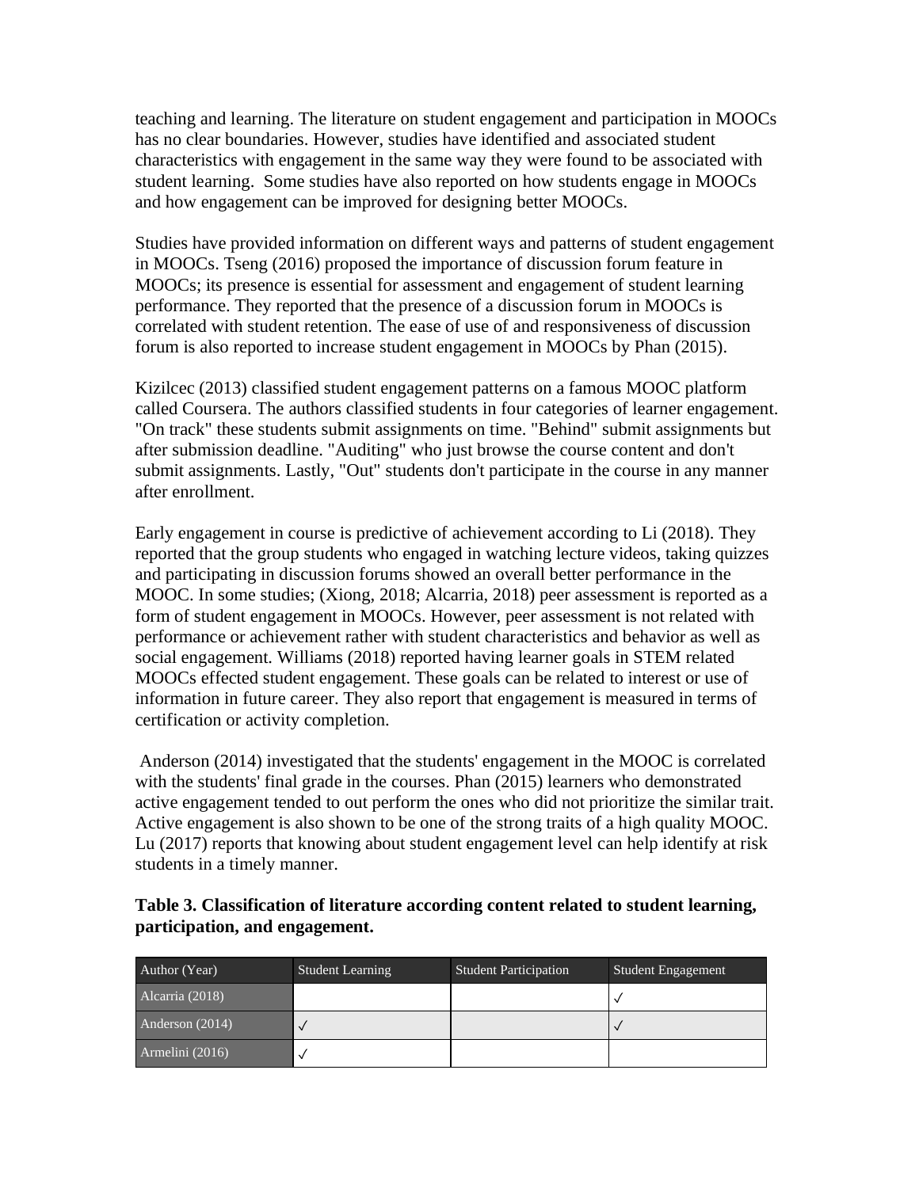teaching and learning. The literature on student engagement and participation in MOOCs has no clear boundaries. However, studies have identified and associated student characteristics with engagement in the same way they were found to be associated with student learning.  Some studies have also reported on how students engage in MOOCs and how engagement can be improved for designing better MOOCs.

Studies have provided information on different ways and patterns of student engagement in MOOCs. Tseng (2016) proposed the importance of discussion forum feature in MOOCs; its presence is essential for assessment and engagement of student learning performance. They reported that the presence of a discussion forum in MOOCs is correlated with student retention. The ease of use of and responsiveness of discussion forum is also reported to increase student engagement in MOOCs by Phan (2015).

Kizilcec (2013) classified student engagement patterns on a famous MOOC platform called Coursera. The authors classified students in four categories of learner engagement. "On track" these students submit assignments on time. "Behind" submit assignments but after submission deadline. "Auditing" who just browse the course content and don't submit assignments. Lastly, "Out" students don't participate in the course in any manner after enrollment.

Early engagement in course is predictive of achievement according to Li (2018). They reported that the group students who engaged in watching lecture videos, taking quizzes and participating in discussion forums showed an overall better performance in the MOOC. In some studies; (Xiong, 2018; Alcarria, 2018) peer assessment is reported as a form of student engagement in MOOCs. However, peer assessment is not related with performance or achievement rather with student characteristics and behavior as well as social engagement. Williams (2018) reported having learner goals in STEM related MOOCs effected student engagement. These goals can be related to interest or use of information in future career. They also report that engagement is measured in terms of certification or activity completion.

Anderson (2014) investigated that the students' engagement in the MOOC is correlated with the students' final grade in the courses. Phan (2015) learners who demonstrated active engagement tended to out perform the ones who did not prioritize the similar trait. Active engagement is also shown to be one of the strong traits of a high quality MOOC. Lu (2017) reports that knowing about student engagement level can help identify at risk students in a timely manner.

**Table 3. Classification of literature according content related to student learning, participation, and engagement.**

| Author (Year) | Student Learning | Student Participation | Student Engagement |
|---|---|---|---|
| Alcarria (2018) | | | ✓ |
| Anderson (2014) | ✓ | | ✓ |
| Armelini (2016) | ✓ | | |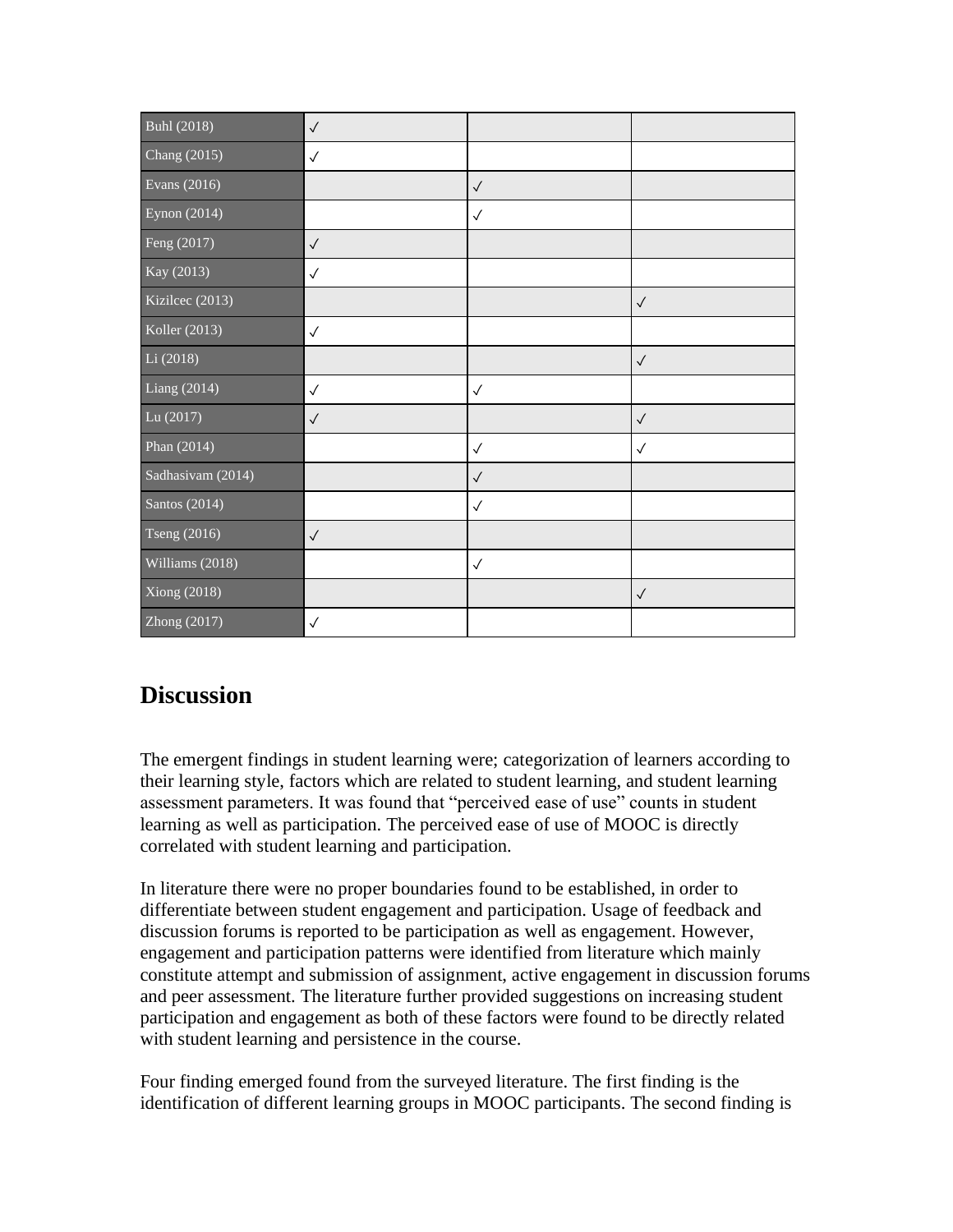| | | | |
|---|---|---|---|
| Buhl (2018) | ✓ | | |
| Chang (2015) | ✓ | | |
| Evans (2016) | | ✓ | |
| Eynon (2014) | | ✓ | |
| Feng (2017) | ✓ | | |
| Kay (2013) | ✓ | | |
| Kizilcec (2013) | | | ✓ |
| Koller (2013) | ✓ | | |
| Li (2018) | | | ✓ |
| Liang (2014) | ✓ | ✓ | |
| Lu (2017) | ✓ | | ✓ |
| Phan (2014) | | ✓ | ✓ |
| Sadhasivam (2014) | | ✓ | |
| Santos (2014) | | ✓ | |
| Tseng (2016) | ✓ | | |
| Williams (2018) | | ✓ | |
| Xiong (2018) | | | ✓ |
| Zhong (2017) | ✓ | | |

## Discussion

The emergent findings in student learning were; categorization of learners according to their learning style, factors which are related to student learning, and student learning assessment parameters. It was found that "perceived ease of use" counts in student learning as well as participation. The perceived ease of use of MOOC is directly correlated with student learning and participation.

In literature there were no proper boundaries found to be established, in order to differentiate between student engagement and participation. Usage of feedback and discussion forums is reported to be participation as well as engagement. However, engagement and participation patterns were identified from literature which mainly constitute attempt and submission of assignment, active engagement in discussion forums and peer assessment. The literature further provided suggestions on increasing student participation and engagement as both of these factors were found to be directly related with student learning and persistence in the course.

Four finding emerged found from the surveyed literature. The first finding is the identification of different learning groups in MOOC participants. The second finding is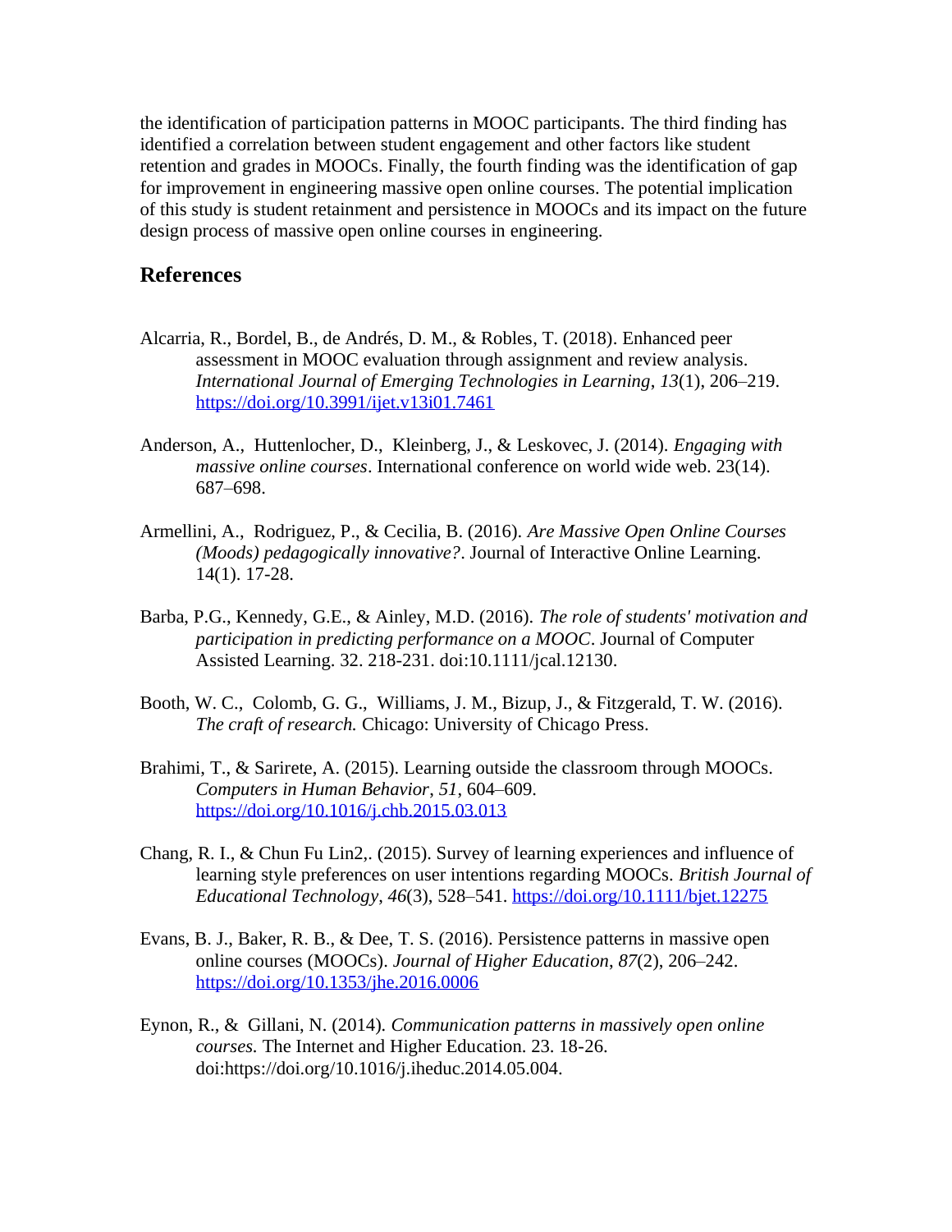the identification of participation patterns in MOOC participants. The third finding has identified a correlation between student engagement and other factors like student retention and grades in MOOCs. Finally, the fourth finding was the identification of gap for improvement in engineering massive open online courses. The potential implication of this study is student retainment and persistence in MOOCs and its impact on the future design process of massive open online courses in engineering.

## References

Alcarria, R., Bordel, B., de Andrés, D. M., & Robles, T. (2018). Enhanced peer assessment in MOOC evaluation through assignment and review analysis. *International Journal of Emerging Technologies in Learning*, *13*(1), 206–219. https://doi.org/10.3991/ijet.v13i01.7461

Anderson, A., Huttenlocher, D., Kleinberg, J., & Leskovec, J. (2014). *Engaging with massive online courses*. International conference on world wide web. 23(14). 687–698.

Armellini, A., Rodriguez, P., & Cecilia, B. (2016). *Are Massive Open Online Courses (Moods) pedagogically innovative?*. Journal of Interactive Online Learning. 14(1). 17-28.

Barba, P.G., Kennedy, G.E., & Ainley, M.D. (2016). *The role of students' motivation and participation in predicting performance on a MOOC*. Journal of Computer Assisted Learning. 32. 218-231. doi:10.1111/jcal.12130.

Booth, W. C., Colomb, G. G., Williams, J. M., Bizup, J., & Fitzgerald, T. W. (2016). *The craft of research.* Chicago: University of Chicago Press.

Brahimi, T., & Sarirete, A. (2015). Learning outside the classroom through MOOCs. *Computers in Human Behavior*, *51*, 604–609. https://doi.org/10.1016/j.chb.2015.03.013

Chang, R. I., & Chun Fu Lin2,. (2015). Survey of learning experiences and influence of learning style preferences on user intentions regarding MOOCs. *British Journal of Educational Technology*, *46*(3), 528–541. https://doi.org/10.1111/bjet.12275

Evans, B. J., Baker, R. B., & Dee, T. S. (2016). Persistence patterns in massive open online courses (MOOCs). *Journal of Higher Education*, *87*(2), 206–242. https://doi.org/10.1353/jhe.2016.0006

Eynon, R., & Gillani, N. (2014). *Communication patterns in massively open online courses.* The Internet and Higher Education. 23. 18-26. doi:https://doi.org/10.1016/j.iheduc.2014.05.004.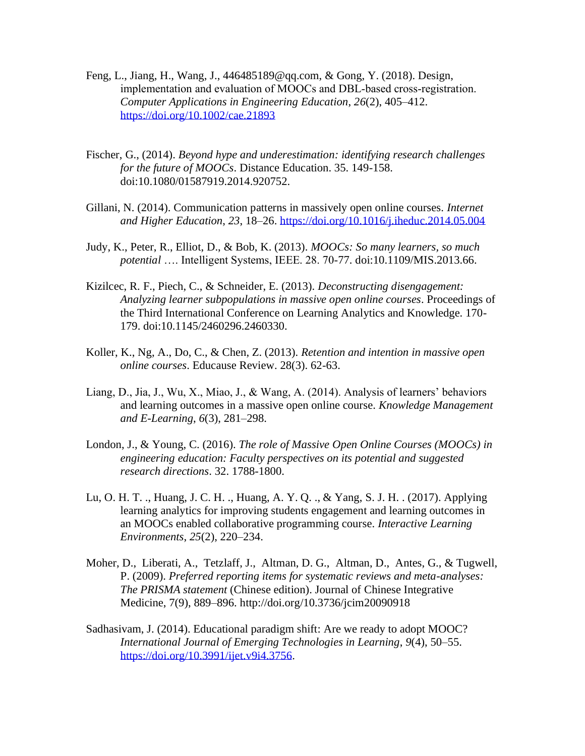Feng, L., Jiang, H., Wang, J., 446485189@qq.com, & Gong, Y. (2018). Design, implementation and evaluation of MOOCs and DBL-based cross-registration. *Computer Applications in Engineering Education*, *26*(2), 405–412. https://doi.org/10.1002/cae.21893

Fischer, G., (2014). *Beyond hype and underestimation: identifying research challenges for the future of MOOCs*. Distance Education. 35. 149-158. doi:10.1080/01587919.2014.920752.

Gillani, N. (2014). Communication patterns in massively open online courses. *Internet and Higher Education*, *23*, 18–26. https://doi.org/10.1016/j.iheduc.2014.05.004

Judy, K., Peter, R., Elliot, D., & Bob, K. (2013). *MOOCs: So many learners, so much potential* …. Intelligent Systems, IEEE. 28. 70-77. doi:10.1109/MIS.2013.66.

Kizilcec, R. F., Piech, C., & Schneider, E. (2013). *Deconstructing disengagement: Analyzing learner subpopulations in massive open online courses*. Proceedings of the Third International Conference on Learning Analytics and Knowledge. 170-179. doi:10.1145/2460296.2460330.

Koller, K., Ng, A., Do, C., & Chen, Z. (2013). *Retention and intention in massive open online courses*. Educause Review. 28(3). 62-63.

Liang, D., Jia, J., Wu, X., Miao, J., & Wang, A. (2014). Analysis of learners' behaviors and learning outcomes in a massive open online course. *Knowledge Management and E-Learning*, *6*(3), 281–298.

London, J., & Young, C. (2016). *The role of Massive Open Online Courses (MOOCs) in engineering education: Faculty perspectives on its potential and suggested research directions*. 32. 1788-1800.

Lu, O. H. T. ., Huang, J. C. H. ., Huang, A. Y. Q. ., & Yang, S. J. H. . (2017). Applying learning analytics for improving students engagement and learning outcomes in an MOOCs enabled collaborative programming course. *Interactive Learning Environments*, *25*(2), 220–234.

Moher, D., Liberati, A., Tetzlaff, J., Altman, D. G., Altman, D., Antes, G., & Tugwell, P. (2009). *Preferred reporting items for systematic reviews and meta-analyses: The PRISMA statement* (Chinese edition). Journal of Chinese Integrative Medicine, 7(9), 889–896. http://doi.org/10.3736/jcim20090918

Sadhasivam, J. (2014). Educational paradigm shift: Are we ready to adopt MOOC? *International Journal of Emerging Technologies in Learning*, *9*(4), 50–55. https://doi.org/10.3991/ijet.v9i4.3756.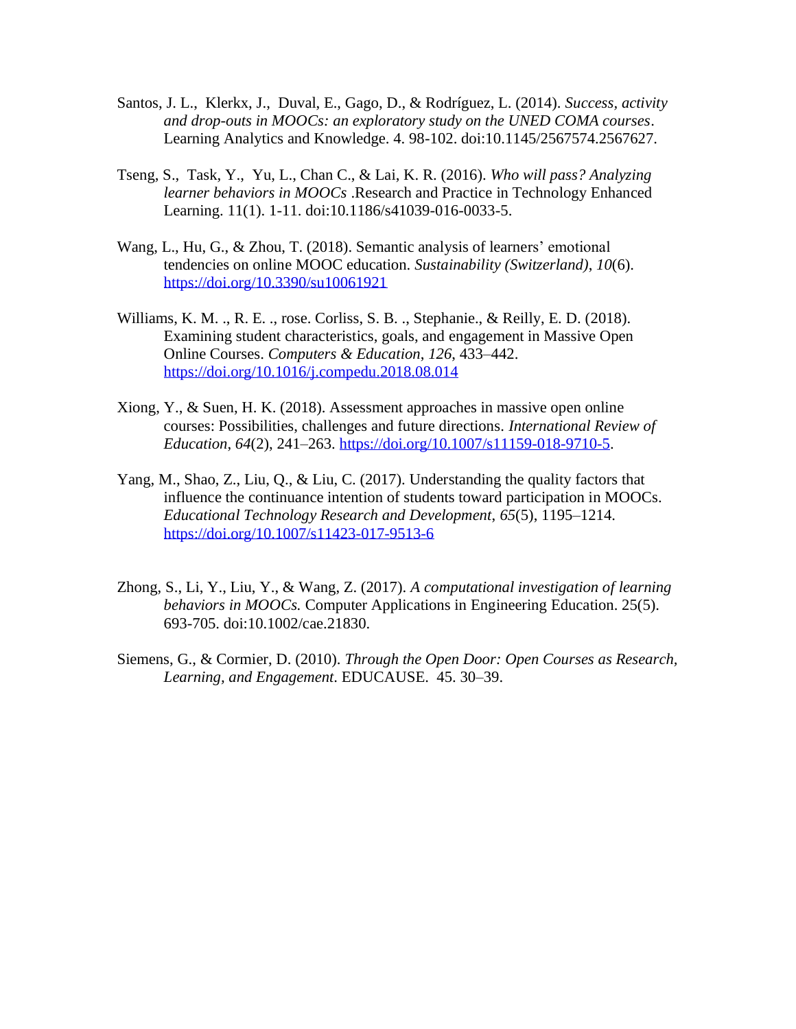Santos, J. L., Klerkx, J., Duval, E., Gago, D., & Rodríguez, L. (2014). *Success, activity and drop-outs in MOOCs: an exploratory study on the UNED COMA courses*. Learning Analytics and Knowledge. 4. 98-102. doi:10.1145/2567574.2567627.

Tseng, S., Task, Y., Yu, L., Chan C., & Lai, K. R. (2016). *Who will pass? Analyzing learner behaviors in MOOCs* .Research and Practice in Technology Enhanced Learning. 11(1). 1-11. doi:10.1186/s41039-016-0033-5.

Wang, L., Hu, G., & Zhou, T. (2018). Semantic analysis of learners' emotional tendencies on online MOOC education. *Sustainability (Switzerland)*, *10*(6). https://doi.org/10.3390/su10061921

Williams, K. M. ., R. E. ., rose. Corliss, S. B. ., Stephanie., & Reilly, E. D. (2018). Examining student characteristics, goals, and engagement in Massive Open Online Courses. *Computers & Education*, *126*, 433–442. https://doi.org/10.1016/j.compedu.2018.08.014

Xiong, Y., & Suen, H. K. (2018). Assessment approaches in massive open online courses: Possibilities, challenges and future directions. *International Review of Education*, *64*(2), 241–263. https://doi.org/10.1007/s11159-018-9710-5.

Yang, M., Shao, Z., Liu, Q., & Liu, C. (2017). Understanding the quality factors that influence the continuance intention of students toward participation in MOOCs. *Educational Technology Research and Development*, *65*(5), 1195–1214. https://doi.org/10.1007/s11423-017-9513-6

Zhong, S., Li, Y., Liu, Y., & Wang, Z. (2017). *A computational investigation of learning behaviors in MOOCs.* Computer Applications in Engineering Education. 25(5). 693-705. doi:10.1002/cae.21830.

Siemens, G., & Cormier, D. (2010). *Through the Open Door: Open Courses as Research, Learning, and Engagement*. EDUCAUSE. 45. 30–39.